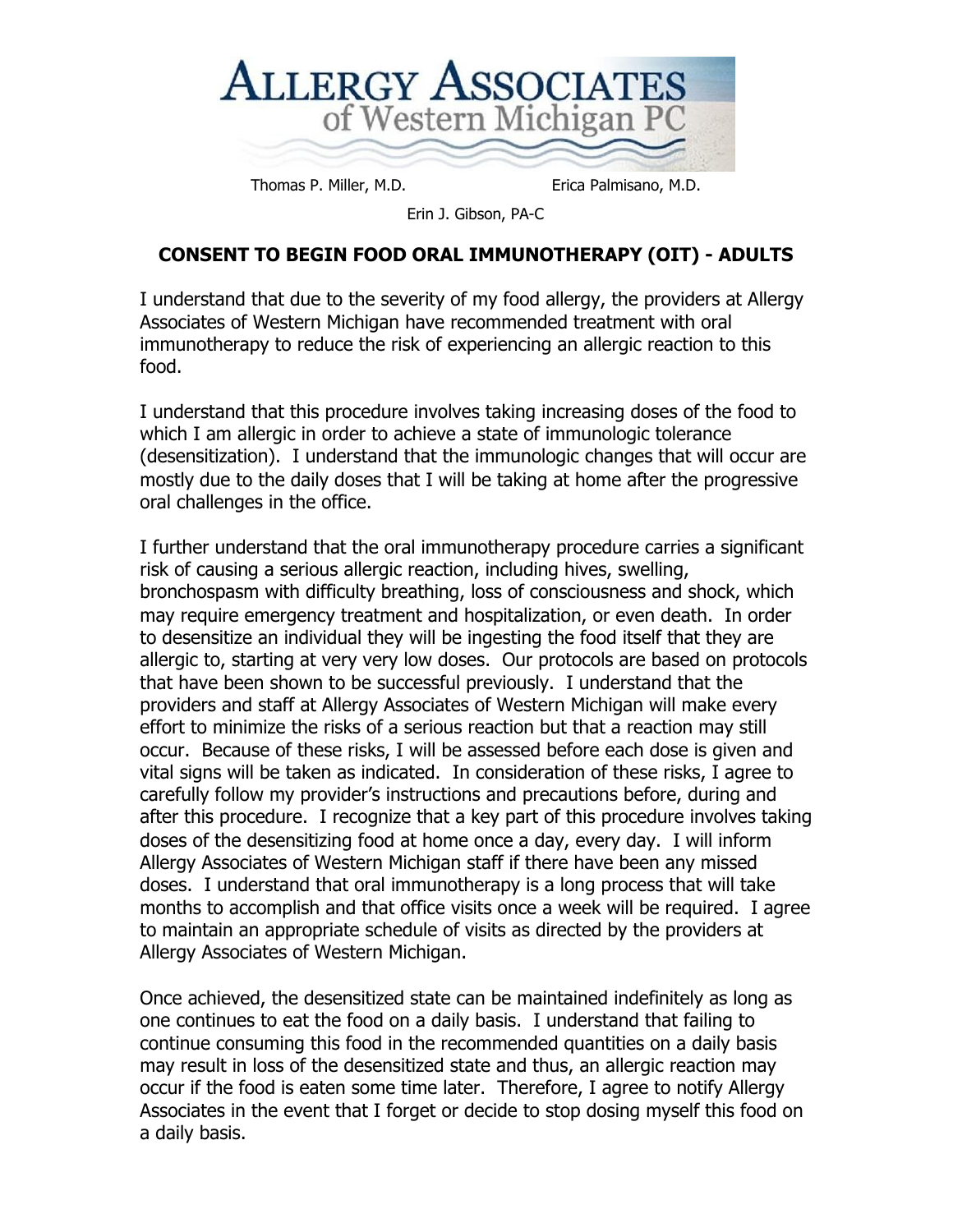# ALLERGY ASSOCIATES of Western Michigan PC

Thomas P. Miller, M.D. Erica Palmisano, M.D.

Erin J. Gibson, PA-C

## CONSENT TO BEGIN FOOD ORAL IMMUNOTHERAPY (OIT) - ADULTS

I understand that due to the severity of my food allergy, the providers at Allergy Associates of Western Michigan have recommended treatment with oral immunotherapy to reduce the risk of experiencing an allergic reaction to this food.

I understand that this procedure involves taking increasing doses of the food to which I am allergic in order to achieve a state of immunologic tolerance (desensitization). I understand that the immunologic changes that will occur are mostly due to the daily doses that I will be taking at home after the progressive oral challenges in the office.

I further understand that the oral immunotherapy procedure carries a significant risk of causing a serious allergic reaction, including hives, swelling, bronchospasm with difficulty breathing, loss of consciousness and shock, which may require emergency treatment and hospitalization, or even death. In order to desensitize an individual they will be ingesting the food itself that they are allergic to, starting at very very low doses. Our protocols are based on protocols that have been shown to be successful previously. I understand that the providers and staff at Allergy Associates of Western Michigan will make every effort to minimize the risks of a serious reaction but that a reaction may still occur. Because of these risks, I will be assessed before each dose is given and vital signs will be taken as indicated. In consideration of these risks, I agree to carefully follow my provider's instructions and precautions before, during and after this procedure. I recognize that a key part of this procedure involves taking doses of the desensitizing food at home once a day, every day. I will inform Allergy Associates of Western Michigan staff if there have been any missed doses. I understand that oral immunotherapy is a long process that will take months to accomplish and that office visits once a week will be required. I agree to maintain an appropriate schedule of visits as directed by the providers at Allergy Associates of Western Michigan.

Once achieved, the desensitized state can be maintained indefinitely as long as one continues to eat the food on a daily basis. I understand that failing to continue consuming this food in the recommended quantities on a daily basis may result in loss of the desensitized state and thus, an allergic reaction may occur if the food is eaten some time later. Therefore, I agree to notify Allergy Associates in the event that I forget or decide to stop dosing myself this food on a daily basis.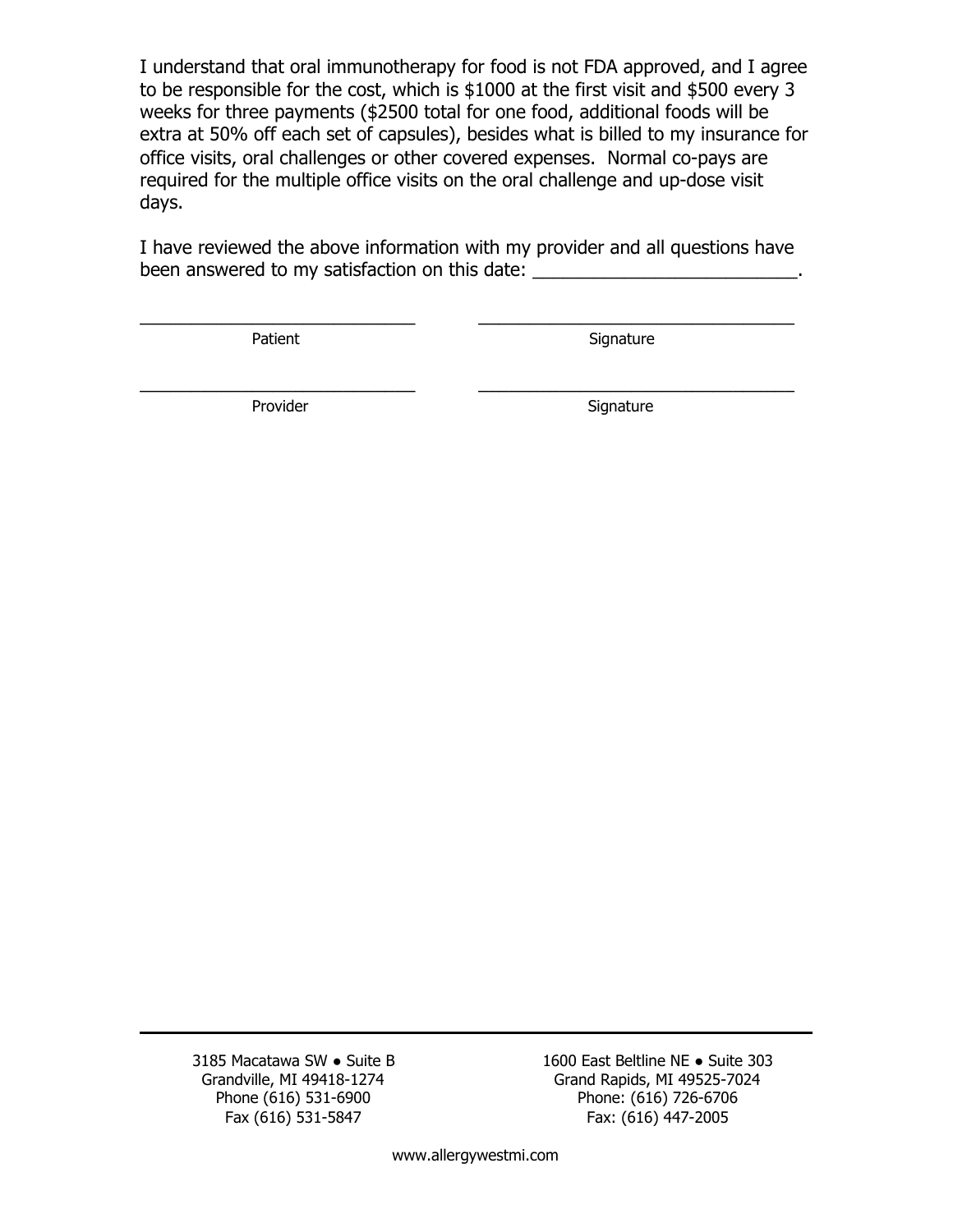I understand that oral immunotherapy for food is not FDA approved, and I agree to be responsible for the cost, which is $1000 at the first visit and $500 every 3 weeks for three payments ($2500 total for one food, additional foods will be extra at 50% off each set of capsules), besides what is billed to my insurance for office visits, oral challenges or other covered expenses. Normal co-pays are required for the multiple office visits on the oral challenge and up-dose visit days.

I have reviewed the above information with my provider and all questions have been answered to my satisfaction on this date: ___________________________.

| | |
|---|---|
| ______________________________ | ______________________________ |
| Patient | Signature |
| ______________________________ | ______________________________ |
| Provider | Signature |

3185 Macatawa SW • Suite B
Grandville, MI 49418-1274
Phone (616) 531-6900
Fax (616) 531-5847

1600 East Beltline NE • Suite 303
Grand Rapids, MI 49525-7024
Phone: (616) 726-6706
Fax: (616) 447-2005

www.allergywestmi.com